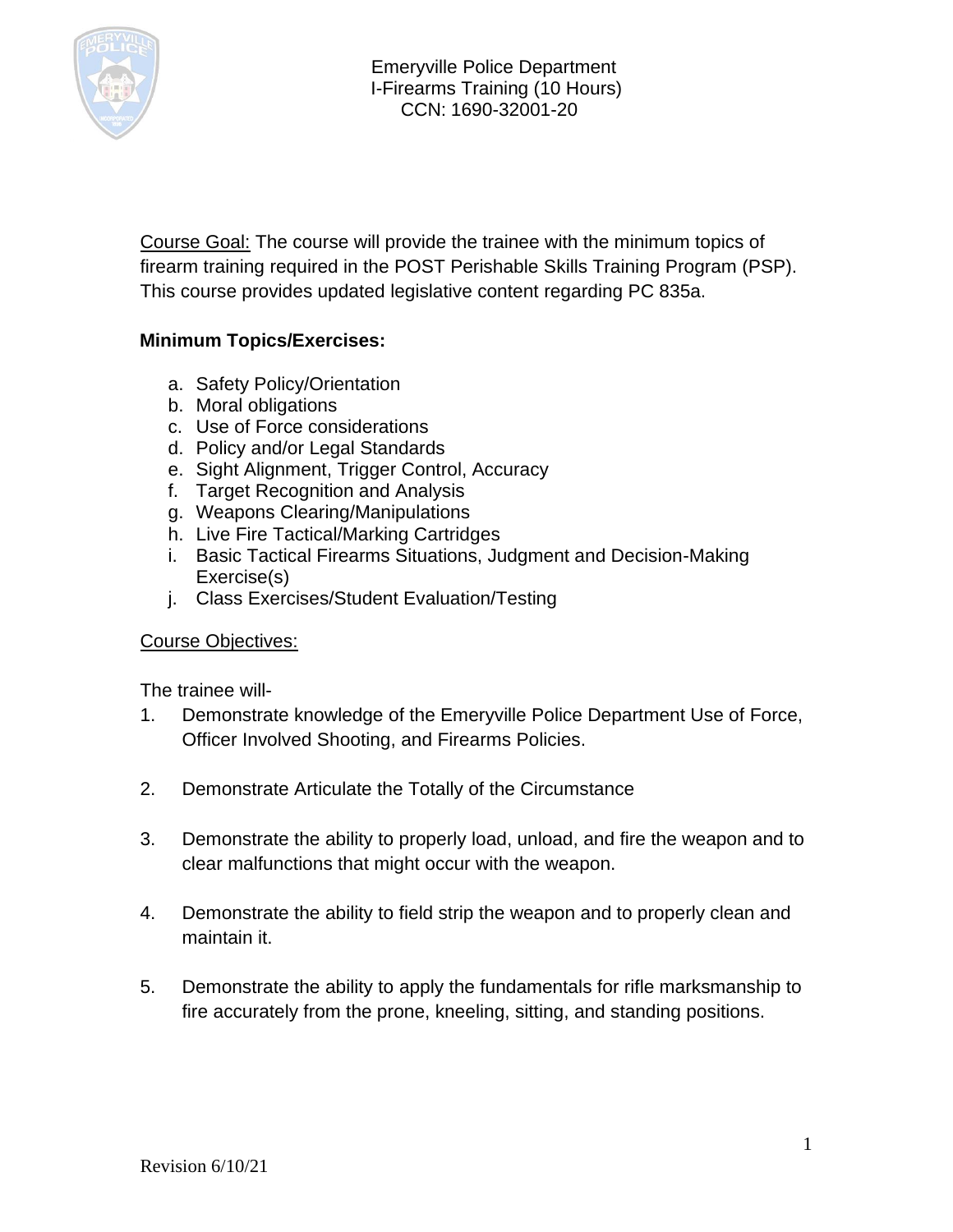Emeryville Police Department
I-Firearms Training (10 Hours)
CCN: 1690-32001-20

Course Goal: The course will provide the trainee with the minimum topics of firearm training required in the POST Perishable Skills Training Program (PSP). This course provides updated legislative content regarding PC 835a.

**Minimum Topics/Exercises:**

a. Safety Policy/Orientation
b. Moral obligations
c. Use of Force considerations
d. Policy and/or Legal Standards
e. Sight Alignment, Trigger Control, Accuracy
f. Target Recognition and Analysis
g. Weapons Clearing/Manipulations
h. Live Fire Tactical/Marking Cartridges
i. Basic Tactical Firearms Situations, Judgment and Decision-Making Exercise(s)
j. Class Exercises/Student Evaluation/Testing

Course Objectives:

The trainee will-

1. Demonstrate knowledge of the Emeryville Police Department Use of Force, Officer Involved Shooting, and Firearms Policies.

2. Demonstrate Articulate the Totally of the Circumstance

3. Demonstrate the ability to properly load, unload, and fire the weapon and to clear malfunctions that might occur with the weapon.

4. Demonstrate the ability to field strip the weapon and to properly clean and maintain it.

5. Demonstrate the ability to apply the fundamentals for rifle marksmanship to fire accurately from the prone, kneeling, sitting, and standing positions.

Revision 6/10/21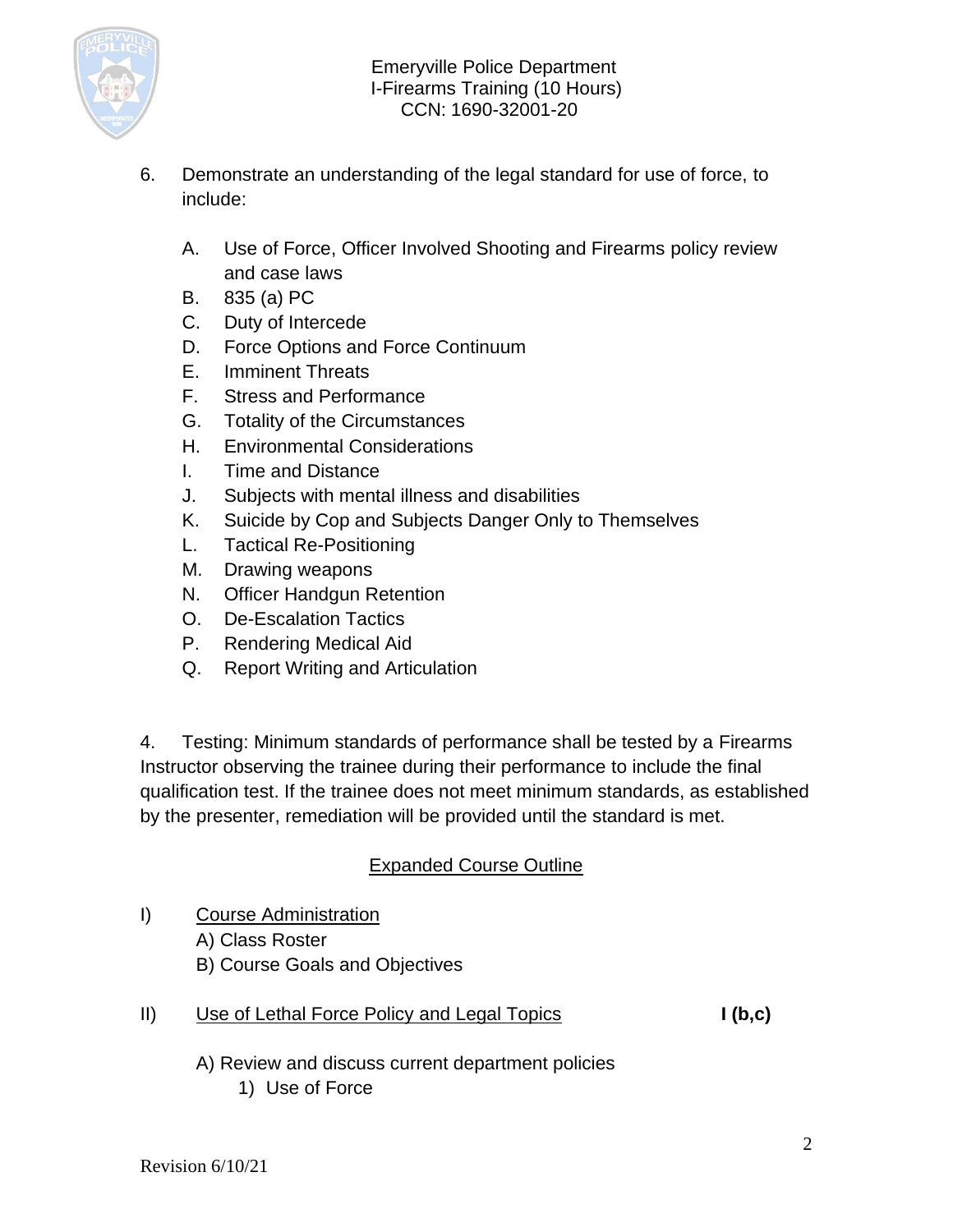6. Demonstrate an understanding of the legal standard for use of force, to include:

   A. Use of Force, Officer Involved Shooting and Firearms policy review and case laws
   B. 835 (a) PC
   C. Duty of Intercede
   D. Force Options and Force Continuum
   E. Imminent Threats
   F. Stress and Performance
   G. Totality of the Circumstances
   H. Environmental Considerations
   I. Time and Distance
   J. Subjects with mental illness and disabilities
   K. Suicide by Cop and Subjects Danger Only to Themselves
   L. Tactical Re-Positioning
   M. Drawing weapons
   N. Officer Handgun Retention
   O. De-Escalation Tactics
   P. Rendering Medical Aid
   Q. Report Writing and Articulation

4. Testing: Minimum standards of performance shall be tested by a Firearms Instructor observing the trainee during their performance to include the final qualification test. If the trainee does not meet minimum standards, as established by the presenter, remediation will be provided until the standard is met.

## Expanded Course Outline

I) Course Administration
   A) Class Roster
   B) Course Goals and Objectives

II) Use of Lethal Force Policy and Legal Topics **I (b,c)**

   A) Review and discuss current department policies
      1) Use of Force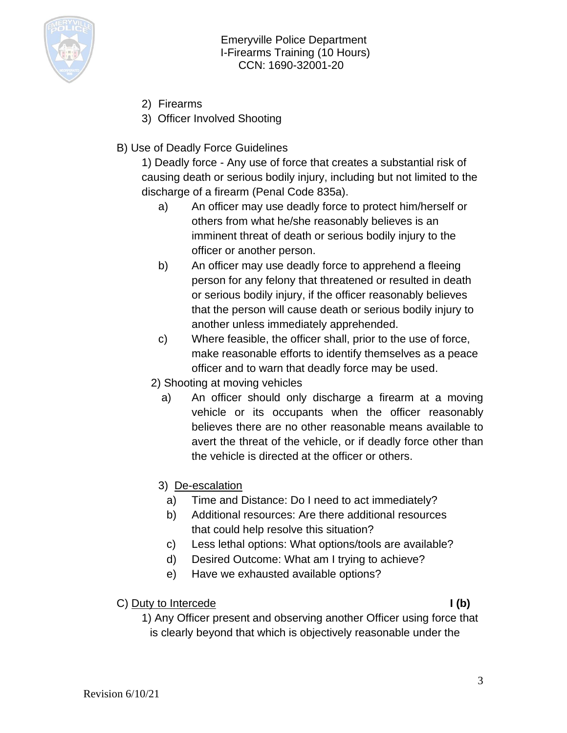2) Firearms
3) Officer Involved Shooting

B) Use of Deadly Force Guidelines

1) Deadly force - Any use of force that creates a substantial risk of causing death or serious bodily injury, including but not limited to the discharge of a firearm (Penal Code 835a).

   a) An officer may use deadly force to protect him/herself or others from what he/she reasonably believes is an imminent threat of death or serious bodily injury to the officer or another person.

   b) An officer may use deadly force to apprehend a fleeing person for any felony that threatened or resulted in death or serious bodily injury, if the officer reasonably believes that the person will cause death or serious bodily injury to another unless immediately apprehended.

   c) Where feasible, the officer shall, prior to the use of force, make reasonable efforts to identify themselves as a peace officer and to warn that deadly force may be used.

2) Shooting at moving vehicles

   a) An officer should only discharge a firearm at a moving vehicle or its occupants when the officer reasonably believes there are no other reasonable means available to avert the threat of the vehicle, or if deadly force other than the vehicle is directed at the officer or others.

3) <u>De-escalation</u>

   a) Time and Distance: Do I need to act immediately?

   b) Additional resources: Are there additional resources that could help resolve this situation?

   c) Less lethal options: What options/tools are available?

   d) Desired Outcome: What am I trying to achieve?

   e) Have we exhausted available options?

C) <u>Duty to Intercede</u> **I (b)**

1) Any Officer present and observing another Officer using force that is clearly beyond that which is objectively reasonable under the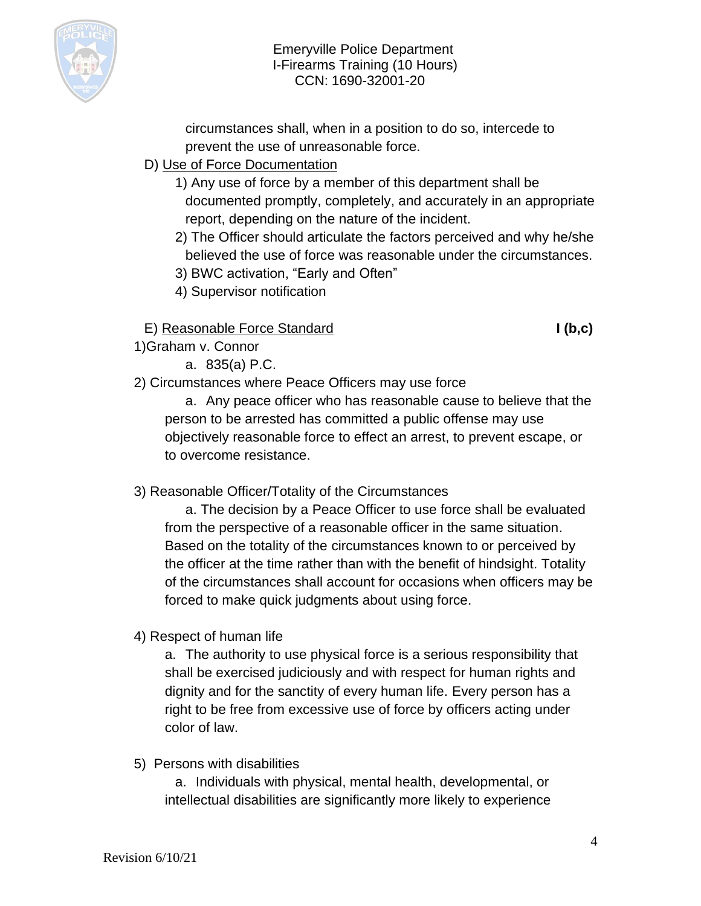circumstances shall, when in a position to do so, intercede to prevent the use of unreasonable force.

D) Use of Force Documentation

1) Any use of force by a member of this department shall be documented promptly, completely, and accurately in an appropriate report, depending on the nature of the incident.
2) The Officer should articulate the factors perceived and why he/she believed the use of force was reasonable under the circumstances.
3) BWC activation, "Early and Often"
4) Supervisor notification

E) Reasonable Force Standard **I (b,c)**

1)Graham v. Connor

a. 835(a) P.C.

2) Circumstances where Peace Officers may use force

a. Any peace officer who has reasonable cause to believe that the person to be arrested has committed a public offense may use objectively reasonable force to effect an arrest, to prevent escape, or to overcome resistance.

3) Reasonable Officer/Totality of the Circumstances

a. The decision by a Peace Officer to use force shall be evaluated from the perspective of a reasonable officer in the same situation. Based on the totality of the circumstances known to or perceived by the officer at the time rather than with the benefit of hindsight. Totality of the circumstances shall account for occasions when officers may be forced to make quick judgments about using force.

4) Respect of human life

a. The authority to use physical force is a serious responsibility that shall be exercised judiciously and with respect for human rights and dignity and for the sanctity of every human life. Every person has a right to be free from excessive use of force by officers acting under color of law.

5) Persons with disabilities

a. Individuals with physical, mental health, developmental, or intellectual disabilities are significantly more likely to experience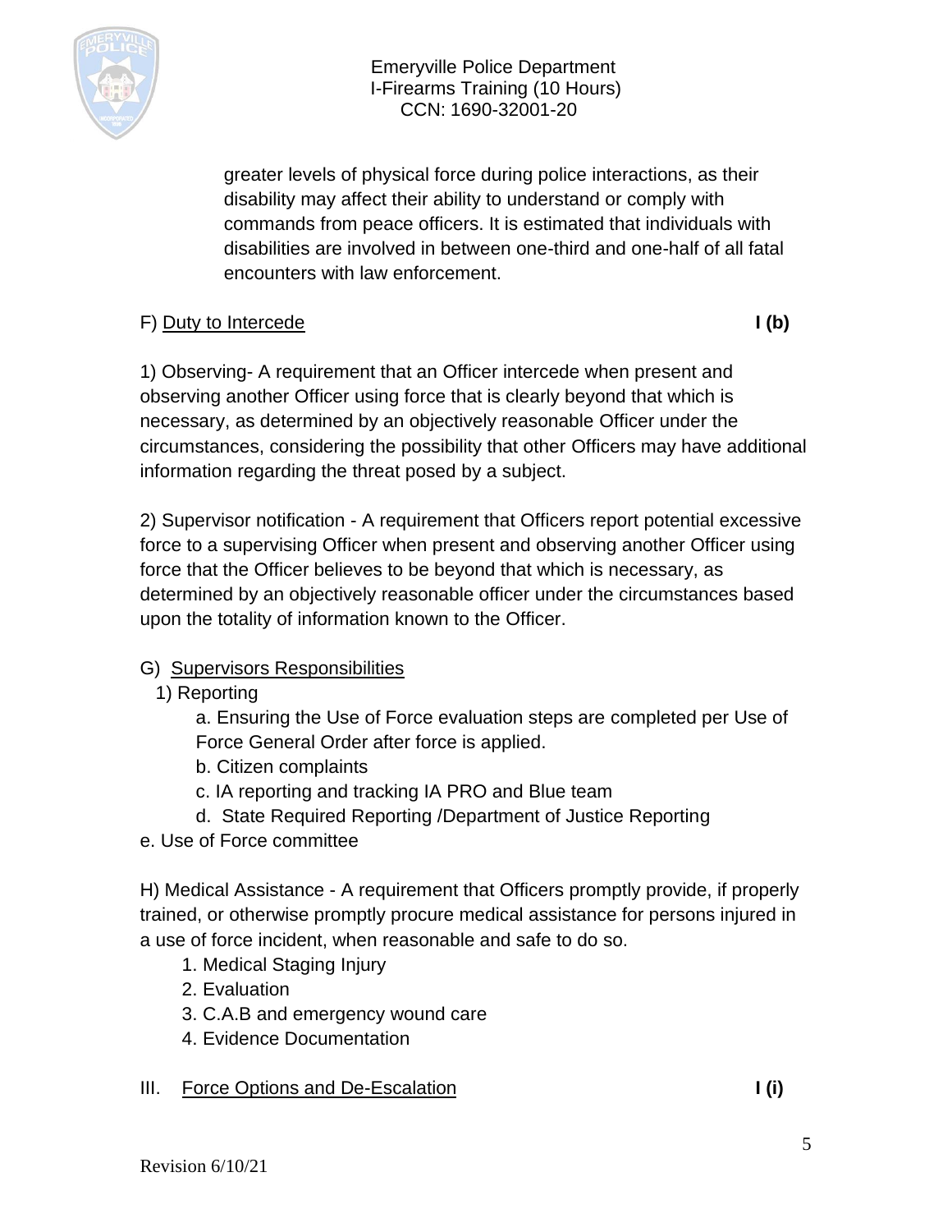greater levels of physical force during police interactions, as their disability may affect their ability to understand or comply with commands from peace officers. It is estimated that individuals with disabilities are involved in between one-third and one-half of all fatal encounters with law enforcement.

F) Duty to Intercede **I (b)**

1) Observing- A requirement that an Officer intercede when present and observing another Officer using force that is clearly beyond that which is necessary, as determined by an objectively reasonable Officer under the circumstances, considering the possibility that other Officers may have additional information regarding the threat posed by a subject.

2) Supervisor notification - A requirement that Officers report potential excessive force to a supervising Officer when present and observing another Officer using force that the Officer believes to be beyond that which is necessary, as determined by an objectively reasonable officer under the circumstances based upon the totality of information known to the Officer.

G) Supervisors Responsibilities

1) Reporting

a. Ensuring the Use of Force evaluation steps are completed per Use of Force General Order after force is applied.

b. Citizen complaints

c. IA reporting and tracking IA PRO and Blue team

d. State Required Reporting /Department of Justice Reporting

e. Use of Force committee

H) Medical Assistance - A requirement that Officers promptly provide, if properly trained, or otherwise promptly procure medical assistance for persons injured in a use of force incident, when reasonable and safe to do so.

1. Medical Staging Injury
2. Evaluation
3. C.A.B and emergency wound care
4. Evidence Documentation

III. Force Options and De-Escalation **I (i)**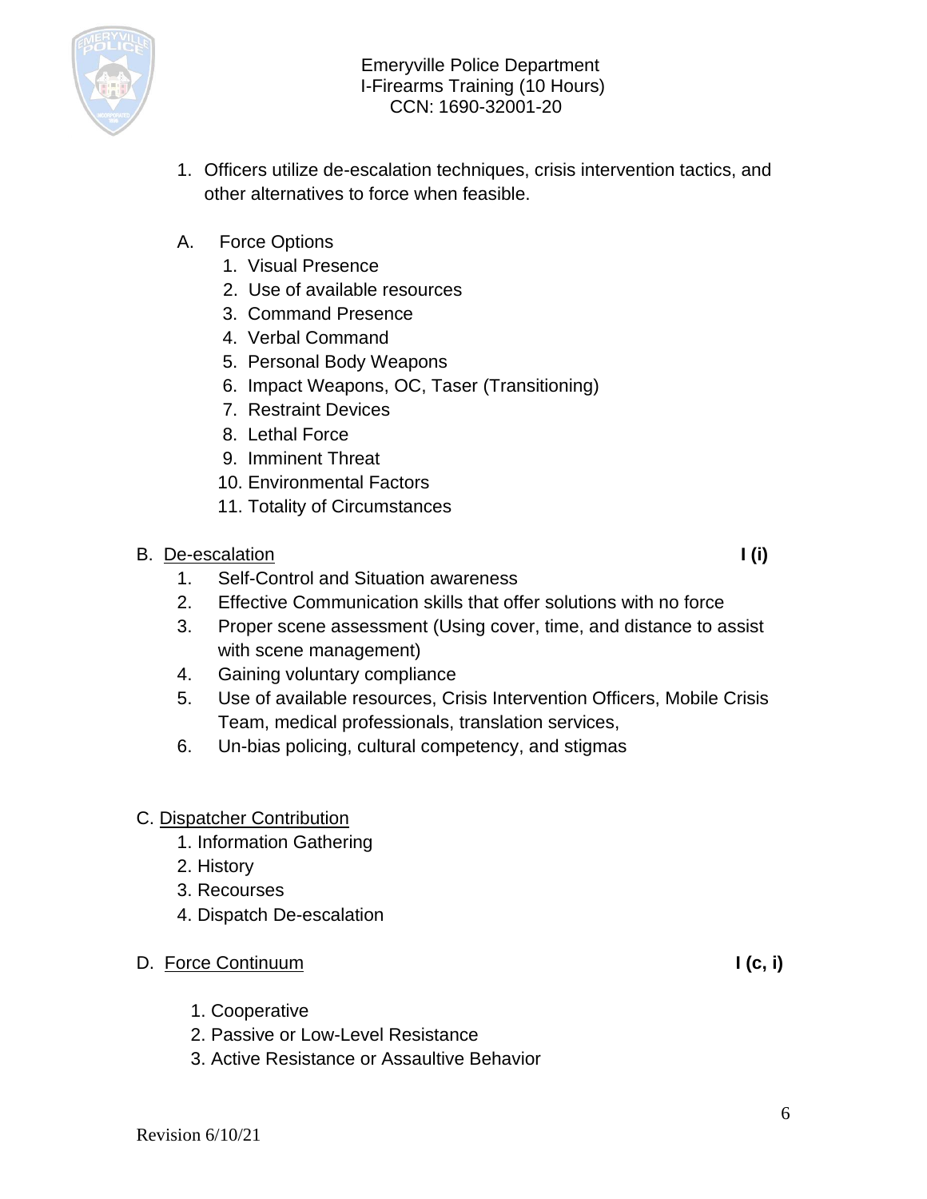1. Officers utilize de-escalation techniques, crisis intervention tactics, and other alternatives to force when feasible.

A. Force Options
   1. Visual Presence
   2. Use of available resources
   3. Command Presence
   4. Verbal Command
   5. Personal Body Weapons
   6. Impact Weapons, OC, Taser (Transitioning)
   7. Restraint Devices
   8. Lethal Force
   9. Imminent Threat
   10. Environmental Factors
   11. Totality of Circumstances

B. <u>De-escalation</u> **I (i)**
   1. Self-Control and Situation awareness
   2. Effective Communication skills that offer solutions with no force
   3. Proper scene assessment (Using cover, time, and distance to assist with scene management)
   4. Gaining voluntary compliance
   5. Use of available resources, Crisis Intervention Officers, Mobile Crisis Team, medical professionals, translation services,
   6. Un-bias policing, cultural competency, and stigmas

C. <u>Dispatcher Contribution</u>
   1. Information Gathering
   2. History
   3. Recourses
   4. Dispatch De-escalation

D. <u>Force Continuum</u> **I (c, i)**
   1. Cooperative
   2. Passive or Low-Level Resistance
   3. Active Resistance or Assaultive Behavior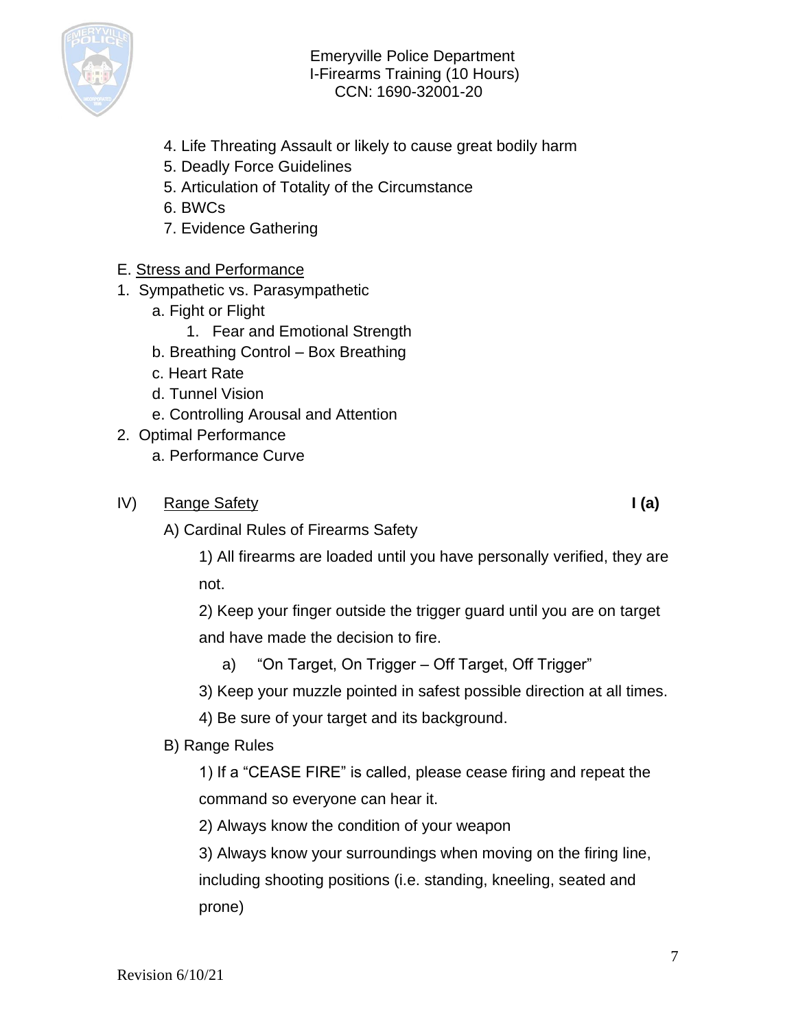4. Life Threating Assault or likely to cause great bodily harm
5. Deadly Force Guidelines
5. Articulation of Totality of the Circumstance
6. BWCs
7. Evidence Gathering

E. <u>Stress and Performance</u>

1. Sympathetic vs. Parasympathetic
   - a. Fight or Flight
     1. Fear and Emotional Strength
   - b. Breathing Control – Box Breathing
   - c. Heart Rate
   - d. Tunnel Vision
   - e. Controlling Arousal and Attention
2. Optimal Performance
   - a. Performance Curve

IV) <u>Range Safety</u> **I (a)**

A) Cardinal Rules of Firearms Safety

1) All firearms are loaded until you have personally verified, they are not.

2) Keep your finger outside the trigger guard until you are on target and have made the decision to fire.

a) “On Target, On Trigger – Off Target, Off Trigger”

3) Keep your muzzle pointed in safest possible direction at all times.

4) Be sure of your target and its background.

B) Range Rules

1) If a “CEASE FIRE” is called, please cease firing and repeat the command so everyone can hear it.

2) Always know the condition of your weapon

3) Always know your surroundings when moving on the firing line, including shooting positions (i.e. standing, kneeling, seated and prone)

Revision 6/10/21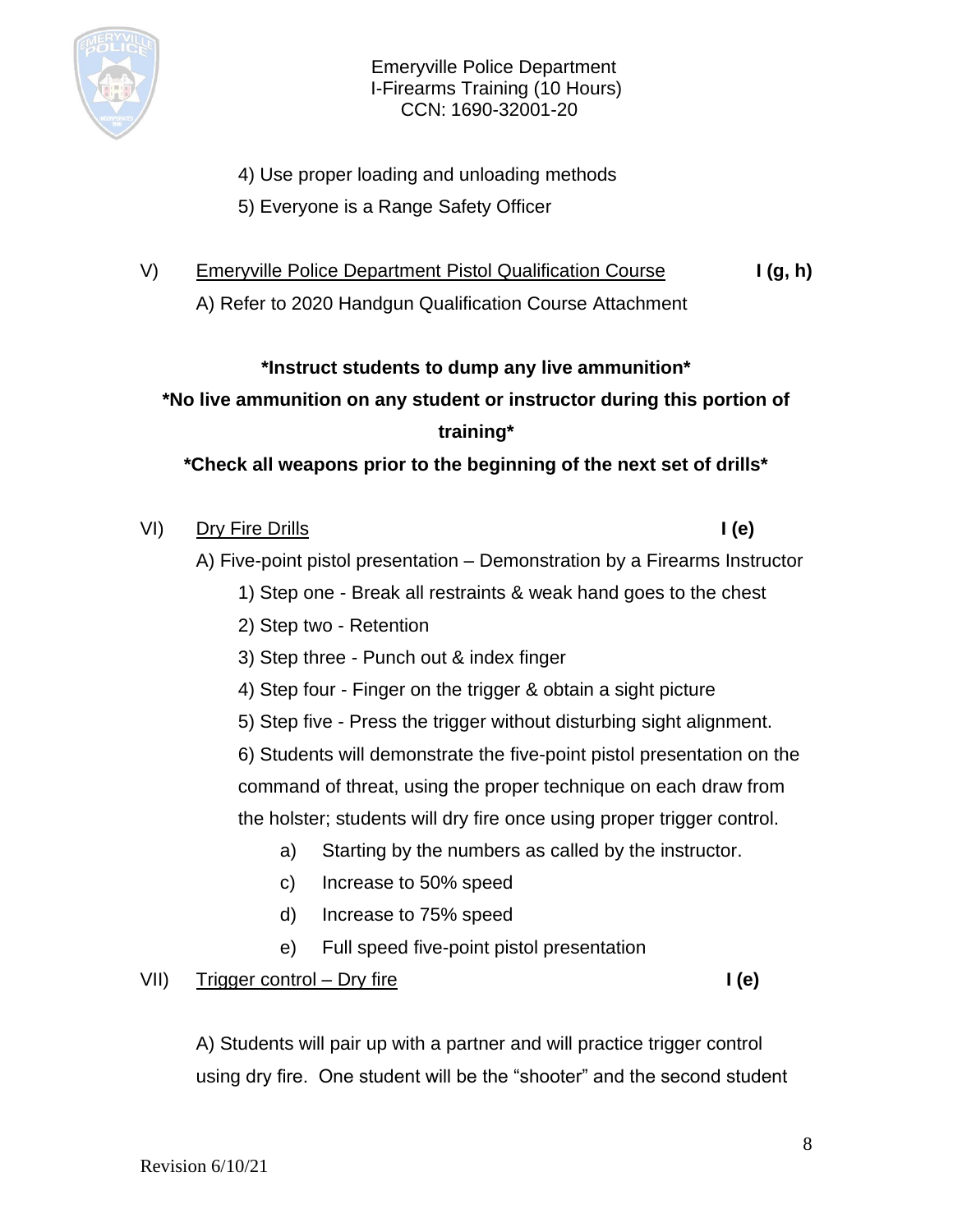4) Use proper loading and unloading methods

5) Everyone is a Range Safety Officer

V) Emeryville Police Department Pistol Qualification Course **I (g, h)**

A) Refer to 2020 Handgun Qualification Course Attachment

**\*Instruct students to dump any live ammunition\***

**\*No live ammunition on any student or instructor during this portion of training\***

**\*Check all weapons prior to the beginning of the next set of drills\***

VI) Dry Fire Drills **I (e)**

A) Five-point pistol presentation – Demonstration by a Firearms Instructor

1) Step one - Break all restraints & weak hand goes to the chest

2) Step two - Retention

3) Step three - Punch out & index finger

4) Step four - Finger on the trigger & obtain a sight picture

5) Step five - Press the trigger without disturbing sight alignment.

6) Students will demonstrate the five-point pistol presentation on the command of threat, using the proper technique on each draw from the holster; students will dry fire once using proper trigger control.

a) Starting by the numbers as called by the instructor.

c) Increase to 50% speed

d) Increase to 75% speed

e) Full speed five-point pistol presentation

VII) Trigger control – Dry fire **I (e)**

A) Students will pair up with a partner and will practice trigger control using dry fire. One student will be the "shooter" and the second student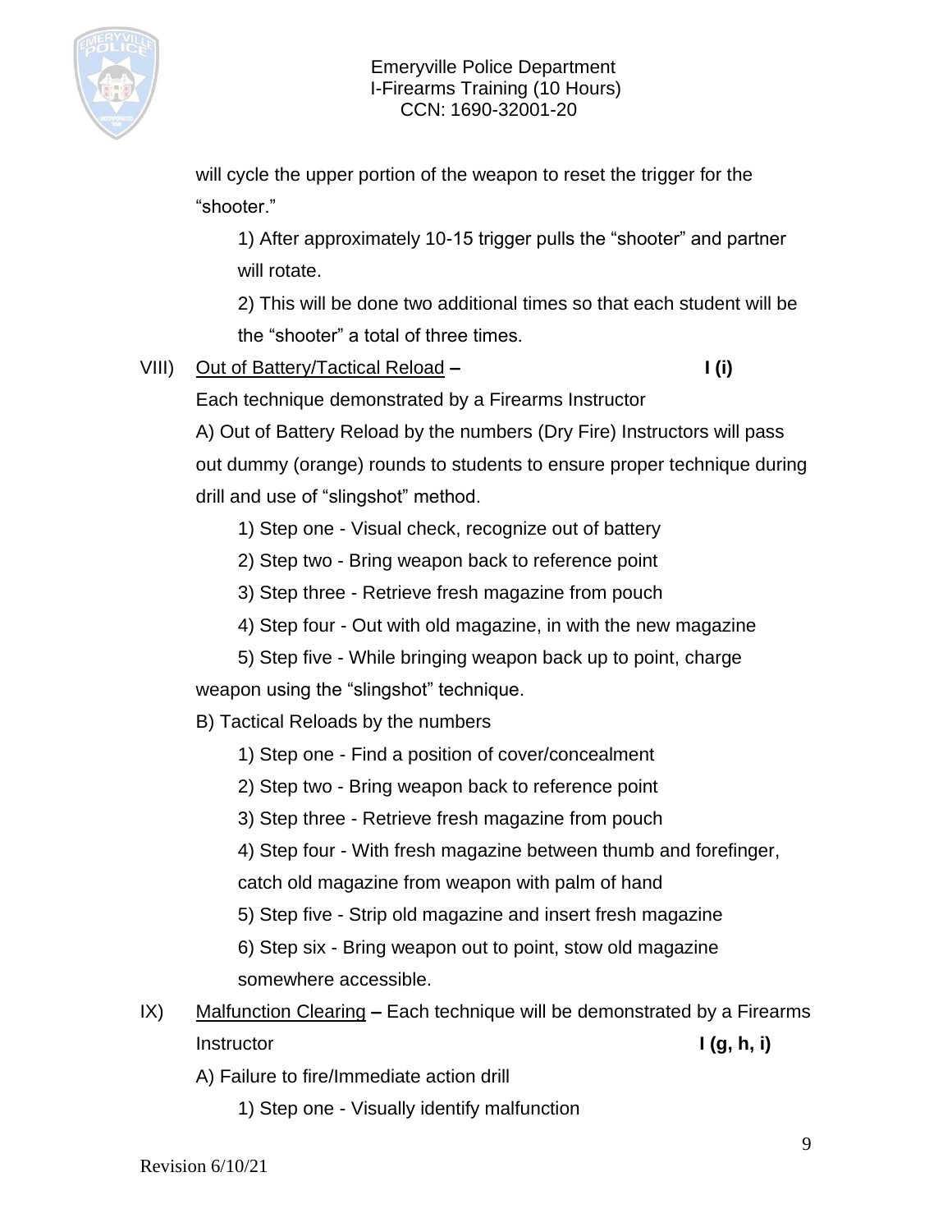will cycle the upper portion of the weapon to reset the trigger for the "shooter."

1) After approximately 10-15 trigger pulls the "shooter" and partner will rotate.

2) This will be done two additional times so that each student will be the "shooter" a total of three times.

VIII) <u>Out of Battery/Tactical Reload</u> **–** **I (i)**

Each technique demonstrated by a Firearms Instructor

A) Out of Battery Reload by the numbers (Dry Fire) Instructors will pass out dummy (orange) rounds to students to ensure proper technique during drill and use of "slingshot" method.

1) Step one - Visual check, recognize out of battery

2) Step two - Bring weapon back to reference point

3) Step three - Retrieve fresh magazine from pouch

4) Step four - Out with old magazine, in with the new magazine

5) Step five - While bringing weapon back up to point, charge weapon using the "slingshot" technique.

B) Tactical Reloads by the numbers

1) Step one - Find a position of cover/concealment

2) Step two - Bring weapon back to reference point

3) Step three - Retrieve fresh magazine from pouch

4) Step four - With fresh magazine between thumb and forefinger, catch old magazine from weapon with palm of hand

5) Step five - Strip old magazine and insert fresh magazine

6) Step six - Bring weapon out to point, stow old magazine somewhere accessible.

IX) <u>Malfunction Clearing</u> **–** Each technique will be demonstrated by a Firearms Instructor **I (g, h, i)**

A) Failure to fire/Immediate action drill

1) Step one - Visually identify malfunction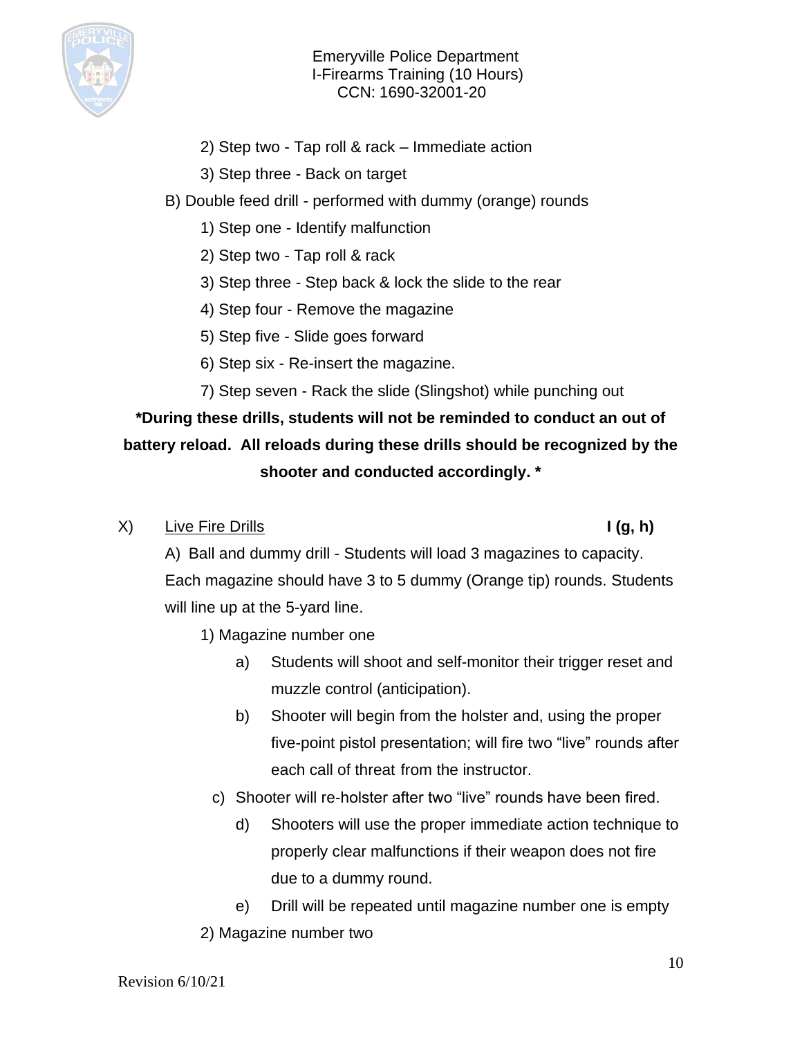2) Step two - Tap roll & rack – Immediate action

3) Step three - Back on target

B) Double feed drill - performed with dummy (orange) rounds

1) Step one - Identify malfunction

2) Step two - Tap roll & rack

3) Step three - Step back & lock the slide to the rear

4) Step four - Remove the magazine

5) Step five - Slide goes forward

6) Step six - Re-insert the magazine.

7) Step seven - Rack the slide (Slingshot) while punching out

**\*During these drills, students will not be reminded to conduct an out of battery reload. All reloads during these drills should be recognized by the shooter and conducted accordingly. \***

X) <u>Live Fire Drills</u> **I (g, h)**

A) Ball and dummy drill - Students will load 3 magazines to capacity. Each magazine should have 3 to 5 dummy (Orange tip) rounds. Students will line up at the 5-yard line.

1) Magazine number one

a) Students will shoot and self-monitor their trigger reset and muzzle control (anticipation).

b) Shooter will begin from the holster and, using the proper five-point pistol presentation; will fire two "live" rounds after each call of threat from the instructor.

c) Shooter will re-holster after two "live" rounds have been fired.

d) Shooters will use the proper immediate action technique to properly clear malfunctions if their weapon does not fire due to a dummy round.

e) Drill will be repeated until magazine number one is empty

2) Magazine number two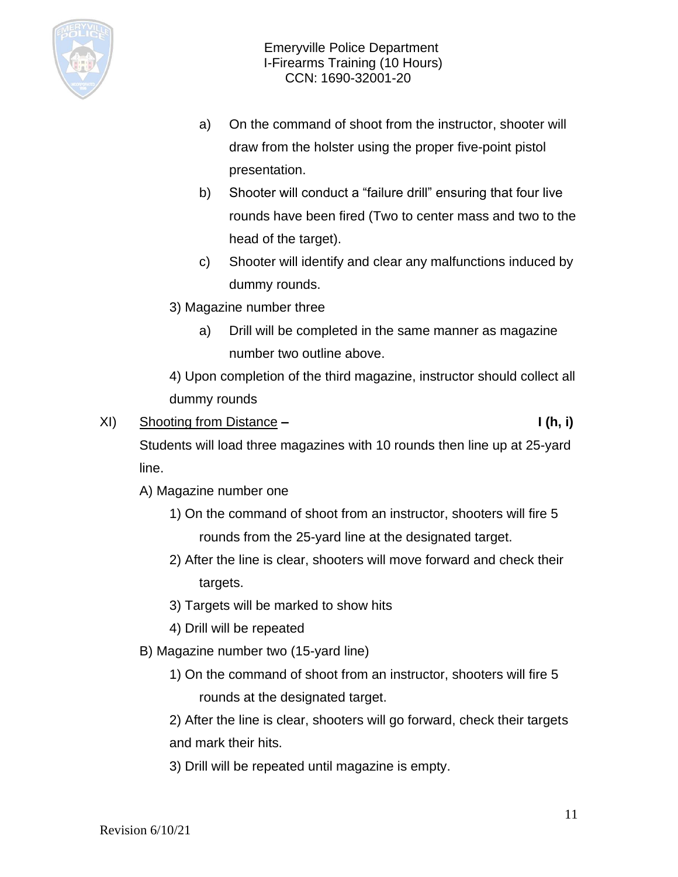a) On the command of shoot from the instructor, shooter will draw from the holster using the proper five-point pistol presentation.

b) Shooter will conduct a "failure drill" ensuring that four live rounds have been fired (Two to center mass and two to the head of the target).

c) Shooter will identify and clear any malfunctions induced by dummy rounds.

3) Magazine number three

a) Drill will be completed in the same manner as magazine number two outline above.

4) Upon completion of the third magazine, instructor should collect all dummy rounds

XI) Shooting from Distance – **I (h, i)**

Students will load three magazines with 10 rounds then line up at 25-yard line.

A) Magazine number one

1) On the command of shoot from an instructor, shooters will fire 5 rounds from the 25-yard line at the designated target.

2) After the line is clear, shooters will move forward and check their targets.

3) Targets will be marked to show hits

4) Drill will be repeated

B) Magazine number two (15-yard line)

1) On the command of shoot from an instructor, shooters will fire 5 rounds at the designated target.

2) After the line is clear, shooters will go forward, check their targets and mark their hits.

3) Drill will be repeated until magazine is empty.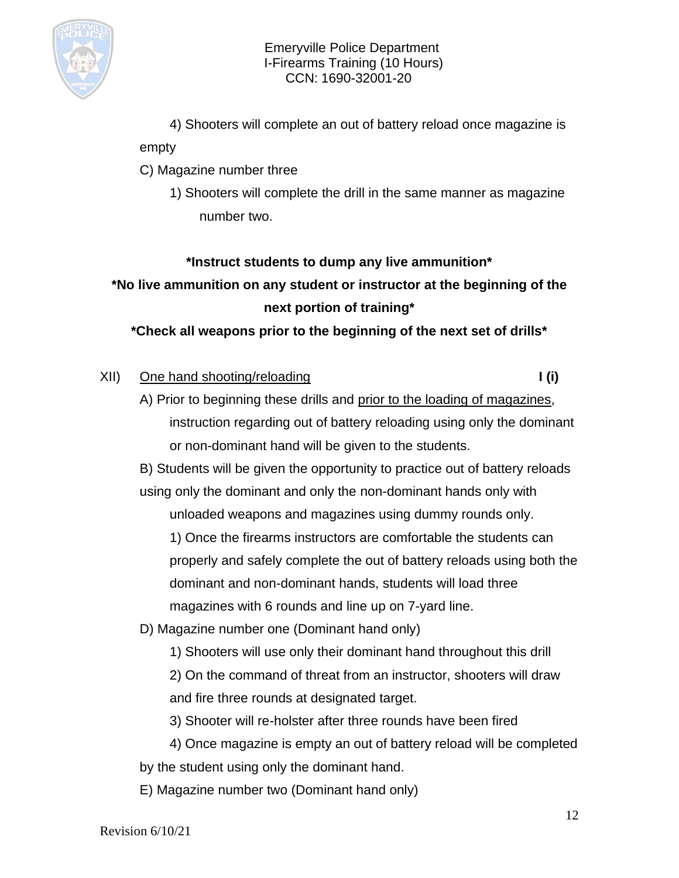4) Shooters will complete an out of battery reload once magazine is empty

C) Magazine number three

1) Shooters will complete the drill in the same manner as magazine number two.

**\*Instruct students to dump any live ammunition\***

**\*No live ammunition on any student or instructor at the beginning of the next portion of training\***

**\*Check all weapons prior to the beginning of the next set of drills\***

XII) <u>One hand shooting/reloading</u> **I (i)**

A) Prior to beginning these drills and <u>prior to the loading of magazines</u>, instruction regarding out of battery reloading using only the dominant or non-dominant hand will be given to the students.

B) Students will be given the opportunity to practice out of battery reloads using only the dominant and only the non-dominant hands only with unloaded weapons and magazines using dummy rounds only.

1) Once the firearms instructors are comfortable the students can properly and safely complete the out of battery reloads using both the dominant and non-dominant hands, students will load three magazines with 6 rounds and line up on 7-yard line.

D) Magazine number one (Dominant hand only)

1) Shooters will use only their dominant hand throughout this drill

2) On the command of threat from an instructor, shooters will draw and fire three rounds at designated target.

3) Shooter will re-holster after three rounds have been fired

4) Once magazine is empty an out of battery reload will be completed by the student using only the dominant hand.

E) Magazine number two (Dominant hand only)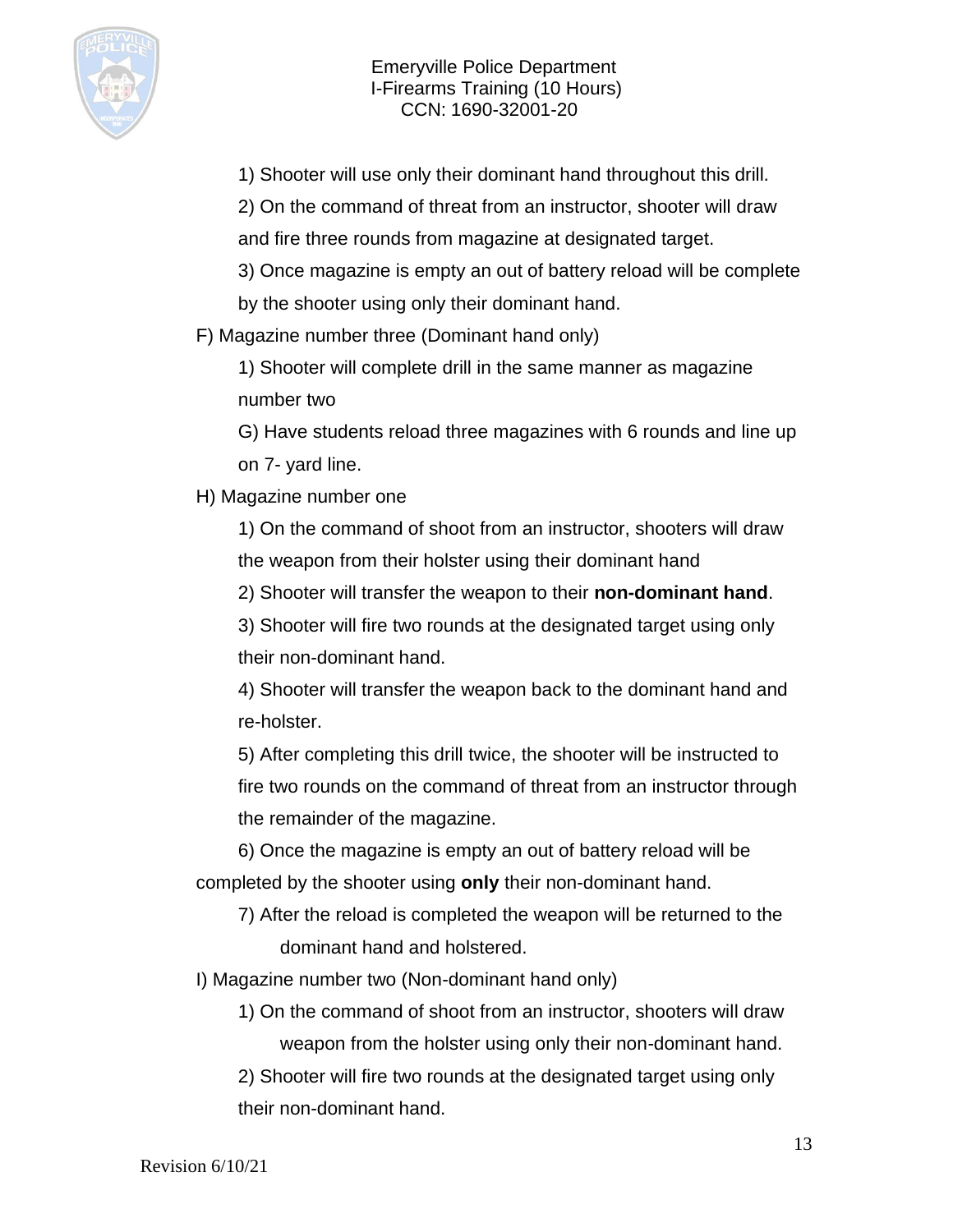1) Shooter will use only their dominant hand throughout this drill.

2) On the command of threat from an instructor, shooter will draw and fire three rounds from magazine at designated target.

3) Once magazine is empty an out of battery reload will be complete by the shooter using only their dominant hand.

F) Magazine number three (Dominant hand only)

1) Shooter will complete drill in the same manner as magazine number two

G) Have students reload three magazines with 6 rounds and line up on 7- yard line.

H) Magazine number one

1) On the command of shoot from an instructor, shooters will draw the weapon from their holster using their dominant hand

2) Shooter will transfer the weapon to their **non-dominant hand**.

3) Shooter will fire two rounds at the designated target using only their non-dominant hand.

4) Shooter will transfer the weapon back to the dominant hand and re-holster.

5) After completing this drill twice, the shooter will be instructed to fire two rounds on the command of threat from an instructor through the remainder of the magazine.

6) Once the magazine is empty an out of battery reload will be completed by the shooter using **only** their non-dominant hand.

7) After the reload is completed the weapon will be returned to the dominant hand and holstered.

I) Magazine number two (Non-dominant hand only)

1) On the command of shoot from an instructor, shooters will draw weapon from the holster using only their non-dominant hand.

2) Shooter will fire two rounds at the designated target using only their non-dominant hand.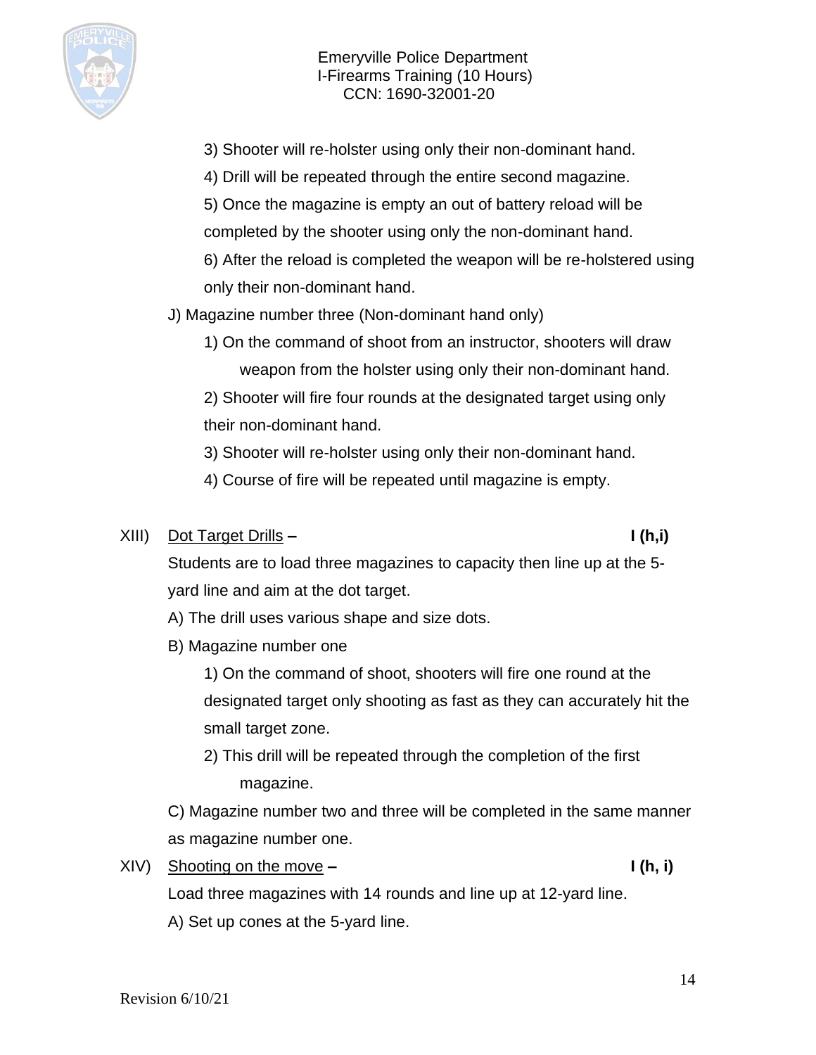3) Shooter will re-holster using only their non-dominant hand.

4) Drill will be repeated through the entire second magazine.

5) Once the magazine is empty an out of battery reload will be completed by the shooter using only the non-dominant hand.

6) After the reload is completed the weapon will be re-holstered using only their non-dominant hand.

J) Magazine number three (Non-dominant hand only)

1) On the command of shoot from an instructor, shooters will draw weapon from the holster using only their non-dominant hand.

2) Shooter will fire four rounds at the designated target using only their non-dominant hand.

3) Shooter will re-holster using only their non-dominant hand.

4) Course of fire will be repeated until magazine is empty.

XIII) Dot Target Drills – **I (h,i)**

Students are to load three magazines to capacity then line up at the 5-yard line and aim at the dot target.

A) The drill uses various shape and size dots.

B) Magazine number one

1) On the command of shoot, shooters will fire one round at the designated target only shooting as fast as they can accurately hit the small target zone.

2) This drill will be repeated through the completion of the first magazine.

C) Magazine number two and three will be completed in the same manner as magazine number one.

XIV) Shooting on the move – **I (h, i)**

Load three magazines with 14 rounds and line up at 12-yard line.

A) Set up cones at the 5-yard line.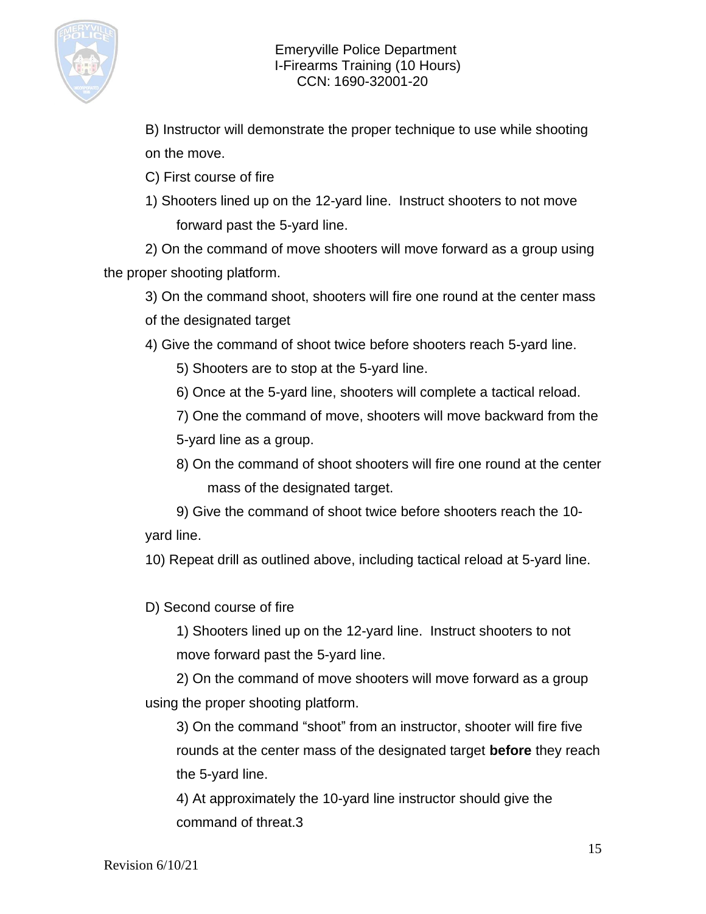B) Instructor will demonstrate the proper technique to use while shooting on the move.

C) First course of fire

1) Shooters lined up on the 12-yard line. Instruct shooters to not move forward past the 5-yard line.

2) On the command of move shooters will move forward as a group using the proper shooting platform.

3) On the command shoot, shooters will fire one round at the center mass of the designated target

4) Give the command of shoot twice before shooters reach 5-yard line.

5) Shooters are to stop at the 5-yard line.

6) Once at the 5-yard line, shooters will complete a tactical reload.

7) One the command of move, shooters will move backward from the 5-yard line as a group.

8) On the command of shoot shooters will fire one round at the center mass of the designated target.

9) Give the command of shoot twice before shooters reach the 10-yard line.

10) Repeat drill as outlined above, including tactical reload at 5-yard line.

D) Second course of fire

1) Shooters lined up on the 12-yard line. Instruct shooters to not move forward past the 5-yard line.

2) On the command of move shooters will move forward as a group using the proper shooting platform.

3) On the command "shoot" from an instructor, shooter will fire five rounds at the center mass of the designated target **before** they reach the 5-yard line.

4) At approximately the 10-yard line instructor should give the command of threat.3

Revision 6/10/21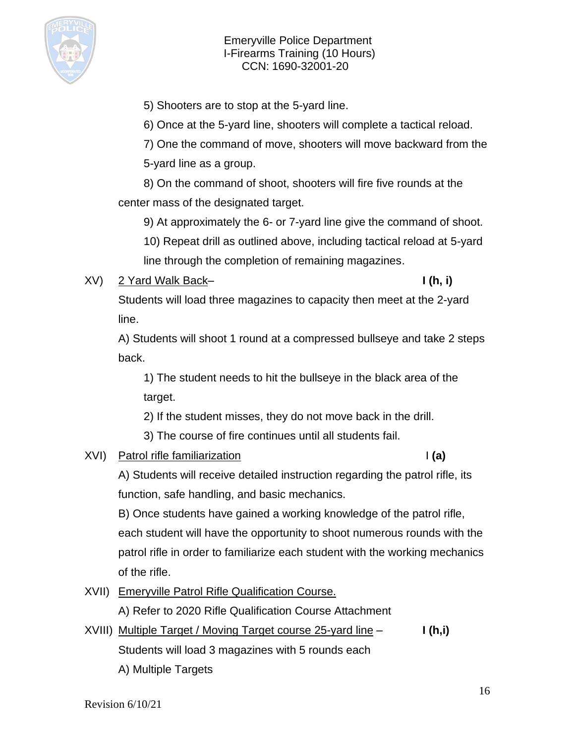5) Shooters are to stop at the 5-yard line.

6) Once at the 5-yard line, shooters will complete a tactical reload.

7) One the command of move, shooters will move backward from the 5-yard line as a group.

8) On the command of shoot, shooters will fire five rounds at the center mass of the designated target.

9) At approximately the 6- or 7-yard line give the command of shoot.

10) Repeat drill as outlined above, including tactical reload at 5-yard line through the completion of remaining magazines.

XV) <u>2 Yard Walk Back</u>– **I (h, i)**

Students will load three magazines to capacity then meet at the 2-yard line.

A) Students will shoot 1 round at a compressed bullseye and take 2 steps back.

1) The student needs to hit the bullseye in the black area of the target.

2) If the student misses, they do not move back in the drill.

3) The course of fire continues until all students fail.

XVI) <u>Patrol rifle familiarization</u> I **(a)**

A) Students will receive detailed instruction regarding the patrol rifle, its function, safe handling, and basic mechanics.

B) Once students have gained a working knowledge of the patrol rifle, each student will have the opportunity to shoot numerous rounds with the patrol rifle in order to familiarize each student with the working mechanics of the rifle.

XVII) <u>Emeryville Patrol Rifle Qualification Course.</u>

A) Refer to 2020 Rifle Qualification Course Attachment

XVIII) <u>Multiple Target / Moving Target course 25-yard line</u> – **I (h,i)**

Students will load 3 magazines with 5 rounds each

A) Multiple Targets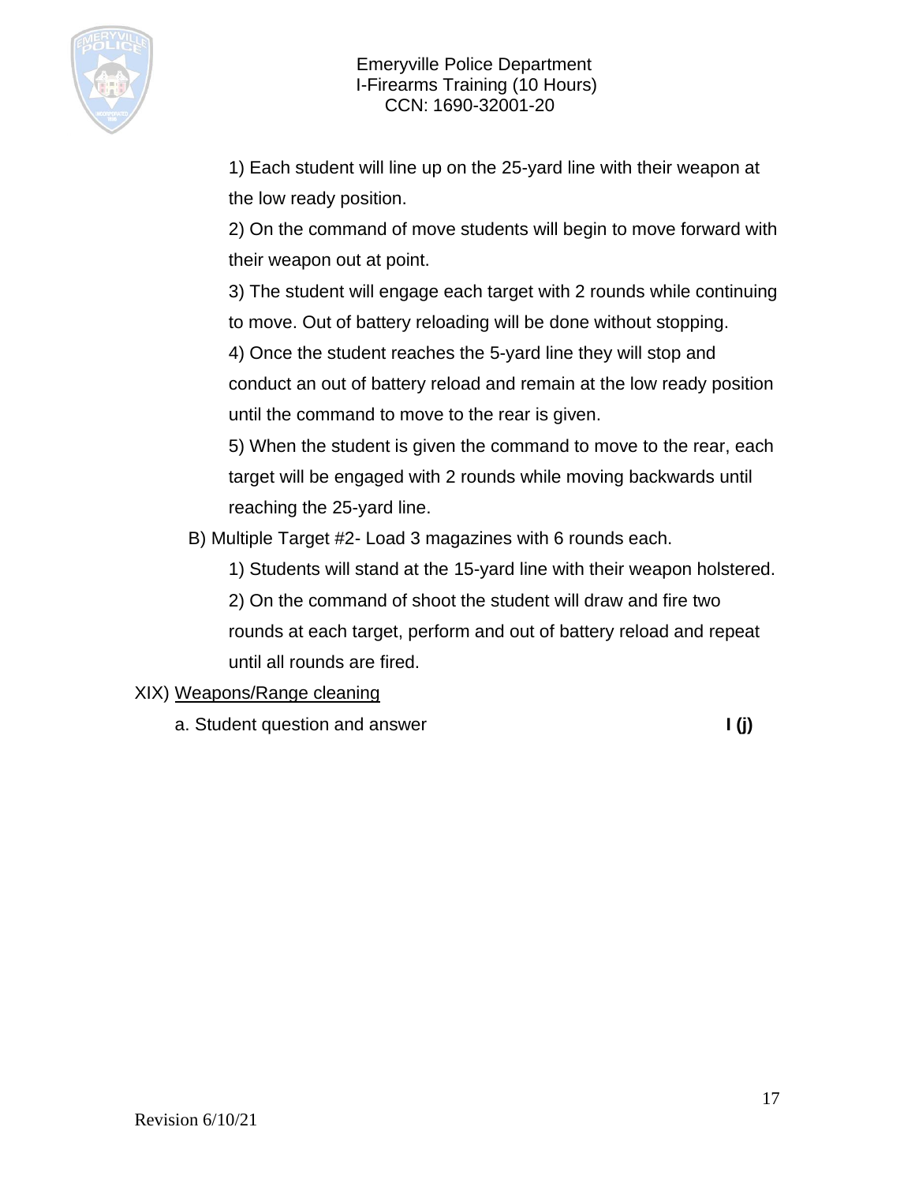1) Each student will line up on the 25-yard line with their weapon at the low ready position.

2) On the command of move students will begin to move forward with their weapon out at point.

3) The student will engage each target with 2 rounds while continuing to move. Out of battery reloading will be done without stopping.

4) Once the student reaches the 5-yard line they will stop and conduct an out of battery reload and remain at the low ready position until the command to move to the rear is given.

5) When the student is given the command to move to the rear, each target will be engaged with 2 rounds while moving backwards until reaching the 25-yard line.

B) Multiple Target #2- Load 3 magazines with 6 rounds each.

1) Students will stand at the 15-yard line with their weapon holstered.

2) On the command of shoot the student will draw and fire two rounds at each target, perform and out of battery reload and repeat until all rounds are fired.

XIX) Weapons/Range cleaning

a. Student question and answer **I (j)**